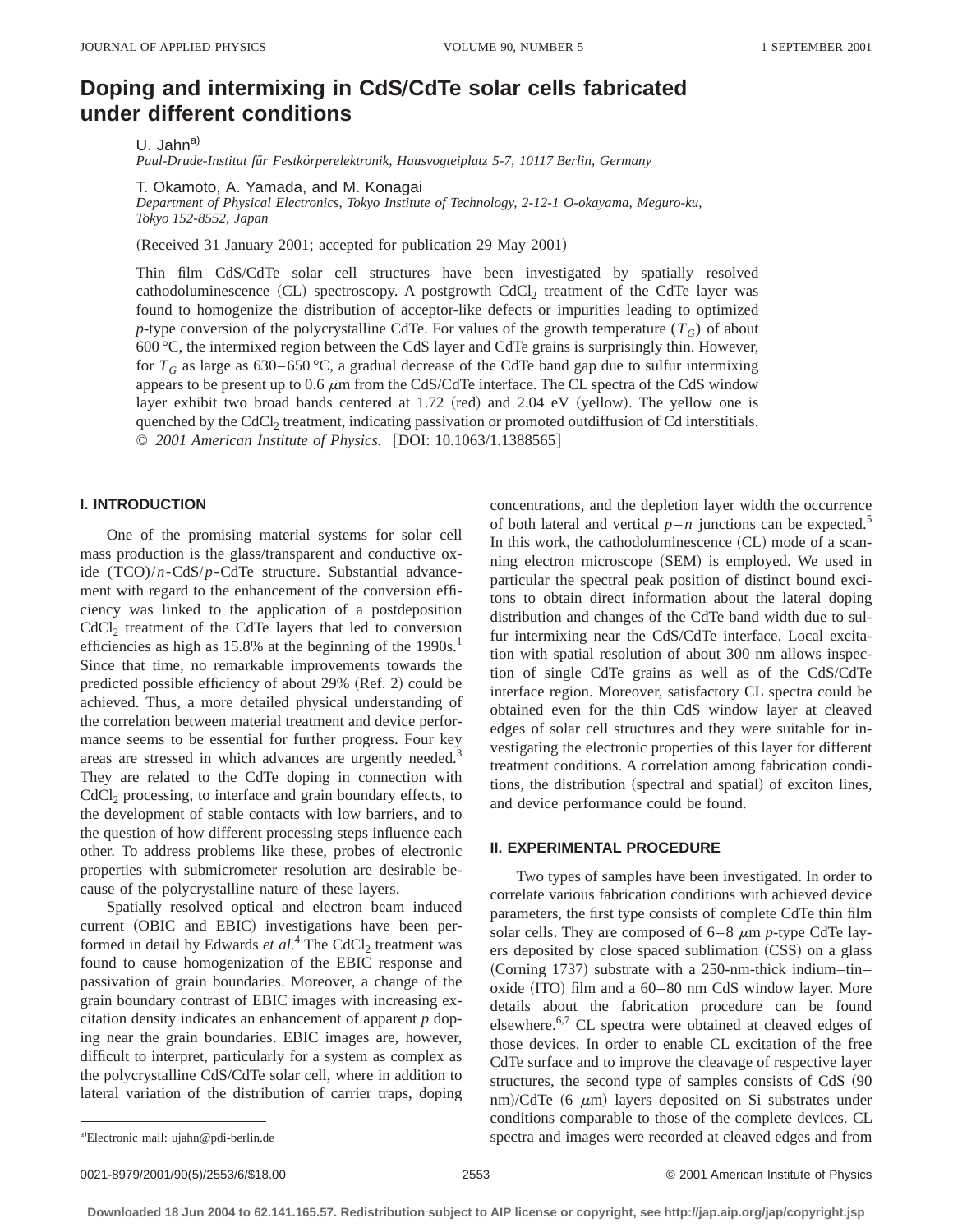# Doping and intermixing in CdS/CdTe solar cells fabricated under different conditions

U. Jahn[a)]

*Paul-Drude-Institut für Festkörperelektronik, Hausvogteiplatz 5-7, 10117 Berlin, Germany*

T. Okamoto, A. Yamada, and M. Konagai

*Department of Physical Electronics, Tokyo Institute of Technology, 2-12-1 O-okayama, Meguro-ku, Tokyo 152-8552, Japan*

(Received 31 January 2001; accepted for publication 29 May 2001)

Thin film CdS/CdTe solar cell structures have been investigated by spatially resolved cathodoluminescence (CL) spectroscopy. A postgrowth $CdCl_2$ treatment of the CdTe layer was found to homogenize the distribution of acceptor-like defects or impurities leading to optimized *p*-type conversion of the polycrystalline CdTe. For values of the growth temperature ($T_G$) of about 600 °C, the intermixed region between the CdS layer and CdTe grains is surprisingly thin. However, for $T_G$ as large as 630–650 °C, a gradual decrease of the CdTe band gap due to sulfur intermixing appears to be present up to 0.6 $\mu$m from the CdS/CdTe interface. The CL spectra of the CdS window layer exhibit two broad bands centered at 1.72 (red) and 2.04 eV (yellow). The yellow one is quenched by the $CdCl_2$ treatment, indicating passivation or promoted outdiffusion of Cd interstitials. © *2001 American Institute of Physics.* [DOI: 10.1063/1.1388565]

## I. INTRODUCTION

One of the promising material systems for solar cell mass production is the glass/transparent and conductive oxide (TCO)/*n*-CdS/*p*-CdTe structure. Substantial advancement with regard to the enhancement of the conversion efficiency was linked to the application of a postdeposition $CdCl_2$ treatment of the CdTe layers that led to conversion efficiencies as high as 15.8% at the beginning of the 1990s.[1] Since that time, no remarkable improvements towards the predicted possible efficiency of about 29% (Ref. 2) could be achieved. Thus, a more detailed physical understanding of the correlation between material treatment and device performance seems to be essential for further progress. Four key areas are stressed in which advances are urgently needed.[3] They are related to the CdTe doping in connection with $CdCl_2$ processing, to interface and grain boundary effects, to the development of stable contacts with low barriers, and to the question of how different processing steps influence each other. To address problems like these, probes of electronic properties with submicrometer resolution are desirable because of the polycrystalline nature of these layers.

Spatially resolved optical and electron beam induced current (OBIC and EBIC) investigations have been performed in detail by Edwards *et al.*[4] The $CdCl_2$ treatment was found to cause homogenization of the EBIC response and passivation of grain boundaries. Moreover, a change of the grain boundary contrast of EBIC images with increasing excitation density indicates an enhancement of apparent *p* doping near the grain boundaries. EBIC images are, however, difficult to interpret, particularly for a system as complex as the polycrystalline CdS/CdTe solar cell, where in addition to lateral variation of the distribution of carrier traps, doping concentrations, and the depletion layer width the occurrence of both lateral and vertical *p*–*n* junctions can be expected.[5] In this work, the cathodoluminescence (CL) mode of a scanning electron microscope (SEM) is employed. We used in particular the spectral peak position of distinct bound excitons to obtain direct information about the lateral doping distribution and changes of the CdTe band width due to sulfur intermixing near the CdS/CdTe interface. Local excitation with spatial resolution of about 300 nm allows inspection of single CdTe grains as well as of the CdS/CdTe interface region. Moreover, satisfactory CL spectra could be obtained even for the thin CdS window layer at cleaved edges of solar cell structures and they were suitable for investigating the electronic properties of this layer for different treatment conditions. A correlation among fabrication conditions, the distribution (spectral and spatial) of exciton lines, and device performance could be found.

## II. EXPERIMENTAL PROCEDURE

Two types of samples have been investigated. In order to correlate various fabrication conditions with achieved device parameters, the first type consists of complete CdTe thin film solar cells. They are composed of 6–8 $\mu$m *p*-type CdTe layers deposited by close spaced sublimation (CSS) on a glass (Corning 1737) substrate with a 250-nm-thick indium–tin–oxide (ITO) film and a 60–80 nm CdS window layer. More details about the fabrication procedure can be found elsewhere.[6,7] CL spectra were obtained at cleaved edges of those devices. In order to enable CL excitation of the free CdTe surface and to improve the cleavage of respective layer structures, the second type of samples consists of CdS (90 nm)/CdTe (6 $\mu$m) layers deposited on Si substrates under conditions comparable to those of the complete devices. CL spectra and images were recorded at cleaved edges and from

[a)]Electronic mail: ujahn@pdi-berlin.de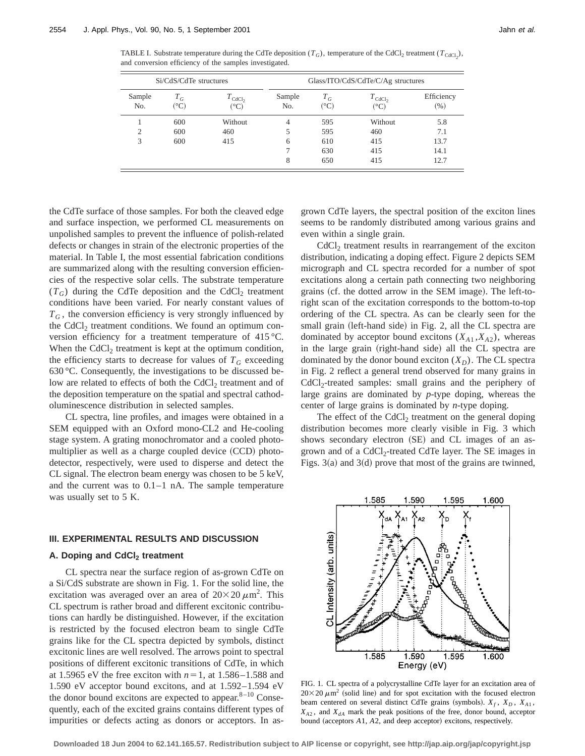TABLE I. Substrate temperature during the CdTe deposition ($T_G$), temperature of the $CdCl_2$ treatment ($T_{CdCl_2}$), and conversion efficiency of the samples investigated.

| Si/CdS/CdTe structures | | | Glass/ITO/CdS/CdTe/C/Ag structures | | | |
|---|---|---|---|---|---|---|
| Sample No. | $T_G$ (°C) | $T_{CdCl_2}$ (°C) | Sample No. | $T_G$ (°C) | $T_{CdCl_2}$ (°C) | Efficiency (%) |
| 1 | 600 | Without | 4 | 595 | Without | 5.8 |
| 2 | 600 | 460 | 5 | 595 | 460 | 7.1 |
| 3 | 600 | 415 | 6 | 610 | 415 | 13.7 |
| | | | 7 | 630 | 415 | 14.1 |
| | | | 8 | 650 | 415 | 12.7 |

the CdTe surface of those samples. For both the cleaved edge and surface inspection, we performed CL measurements on unpolished samples to prevent the influence of polish-related defects or changes in strain of the electronic properties of the material. In Table I, the most essential fabrication conditions are summarized along with the resulting conversion efficiencies of the respective solar cells. The substrate temperature ($T_G$) during the CdTe deposition and the $CdCl_2$ treatment conditions have been varied. For nearly constant values of $T_G$, the conversion efficiency is very strongly influenced by the $CdCl_2$ treatment conditions. We found an optimum conversion efficiency for a treatment temperature of 415 °C. When the $CdCl_2$ treatment is kept at the optimum condition, the efficiency starts to decrease for values of $T_G$ exceeding 630 °C. Consequently, the investigations to be discussed below are related to effects of both the $CdCl_2$ treatment and of the deposition temperature on the spatial and spectral cathodoluminescence distribution in selected samples.

CL spectra, line profiles, and images were obtained in a SEM equipped with an Oxford mono-CL2 and He-cooling stage system. A grating monochromator and a cooled photomultiplier as well as a charge coupled device (CCD) photodetector, respectively, were used to disperse and detect the CL signal. The electron beam energy was chosen to be 5 keV, and the current was to 0.1–1 nA. The sample temperature was usually set to 5 K.

## III. EXPERIMENTAL RESULTS AND DISCUSSION

### A. Doping and $CdCl_2$ treatment

CL spectra near the surface region of as-grown CdTe on a Si/CdS substrate are shown in Fig. 1. For the solid line, the excitation was averaged over an area of $20\times 20\,\mu m^2$. This CL spectrum is rather broad and different excitonic contributions can hardly be distinguished. However, if the excitation is restricted by the focused electron beam to single CdTe grains like for the CL spectra depicted by symbols, distinct excitonic lines are well resolved. The arrows point to spectral positions of different excitonic transitions of CdTe, in which at 1.5965 eV the free exciton with $n=1$, at 1.586–1.588 and 1.590 eV acceptor bound excitons, and at 1.592–1.594 eV the donor bound excitons are expected to appear.[8–10] Consequently, each of the excited grains contains different types of impurities or defects acting as donors or acceptors. In as-grown CdTe layers, the spectral position of the exciton lines seems to be randomly distributed among various grains and even within a single grain.

$CdCl_2$ treatment results in rearrangement of the exciton distribution, indicating a doping effect. Figure 2 depicts SEM micrograph and CL spectra recorded for a number of spot excitations along a certain path connecting two neighboring grains (cf. the dotted arrow in the SEM image). The left-to-right scan of the excitation corresponds to the bottom-to-top ordering of the CL spectra. As can be clearly seen for the small grain (left-hand side) in Fig. 2, all the CL spectra are dominated by acceptor bound excitons ($X_{A1}, X_{A2}$), whereas in the large grain (right-hand side) all the CL spectra are dominated by the donor bound exciton ($X_D$). The CL spectra in Fig. 2 reflect a general trend observed for many grains in $CdCl_2$-treated samples: small grains and the periphery of large grains are dominated by *p*-type doping, whereas the center of large grains is dominated by *n*-type doping.

The effect of the $CdCl_2$ treatment on the general doping distribution becomes more clearly visible in Fig. 3 which shows secondary electron (SE) and CL images of an as-grown and of a $CdCl_2$-treated CdTe layer. The SE images in Figs. 3(a) and 3(d) prove that most of the grains are twinned,

FIG. 1. CL spectra of a polycrystalline CdTe layer for an excitation area of $20\times 20\,\mu m^2$ (solid line) and for spot excitation with the focused electron beam centered on several distinct CdTe grains (symbols). $X_f$, $X_D$, $X_{A1}$, $X_{A2}$, and $X_{dA}$ mark the peak positions of the free, donor bound, acceptor bound (acceptors $A1$, $A2$, and deep acceptor) excitons, respectively.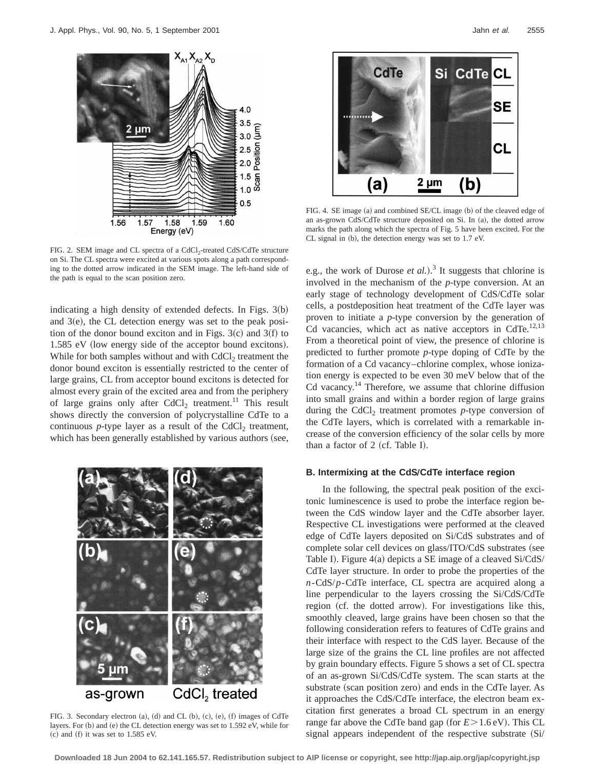FIG. 2. SEM image and CL spectra of a $CdCl_2$-treated CdS/CdTe structure on Si. The CL spectra were excited at various spots along a path corresponding to the dotted arrow indicated in the SEM image. The left-hand side of the path is equal to the scan position zero.

indicating a high density of extended defects. In Figs. 3(b) and 3(e), the CL detection energy was set to the peak position of the donor bound exciton and in Figs. 3(c) and 3(f) to 1.585 eV (low energy side of the acceptor bound excitons). While for both samples without and with $CdCl_2$ treatment the donor bound exciton is essentially restricted to the center of large grains, CL from acceptor bound excitons is detected for almost every grain of the excited area and from the periphery of large grains only after $CdCl_2$ treatment.[11] This result shows directly the conversion of polycrystalline CdTe to a continuous *p*-type layer as a result of the $CdCl_2$ treatment, which has been generally established by various authors (see, e.g., the work of Durose *et al.*).[3] It suggests that chlorine is involved in the mechanism of the *p*-type conversion. At an early stage of technology development of CdS/CdTe solar cells, a postdeposition heat treatment of the CdTe layer was proven to initiate a *p*-type conversion by the generation of Cd vacancies, which act as native acceptors in CdTe.[12,13] From a theoretical point of view, the presence of chlorine is predicted to further promote *p*-type doping of CdTe by the formation of a Cd vacancy–chlorine complex, whose ionization energy is expected to be even 30 meV below that of the Cd vacancy.[14] Therefore, we assume that chlorine diffusion into small grains and within a border region of large grains during the $CdCl_2$ treatment promotes *p*-type conversion of the CdTe layers, which is correlated with a remarkable increase of the conversion efficiency of the solar cells by more than a factor of 2 (cf. Table I).

FIG. 3. Secondary electron (a), (d) and CL (b), (c), (e), (f) images of CdTe layers. For (b) and (e) the CL detection energy was set to 1.592 eV, while for (c) and (f) it was set to 1.585 eV.

FIG. 4. SE image (a) and combined SE/CL image (b) of the cleaved edge of an as-grown CdS/CdTe structure deposited on Si. In (a), the dotted arrow marks the path along which the spectra of Fig. 5 have been excited. For the CL signal in (b), the detection energy was set to 1.7 eV.

### B. Intermixing at the CdS/CdTe interface region

In the following, the spectral peak position of the excitonic luminescence is used to probe the interface region between the CdS window layer and the CdTe absorber layer. Respective CL investigations were performed at the cleaved edge of CdTe layers deposited on Si/CdS substrates and of complete solar cell devices on glass/ITO/CdS substrates (see Table I). Figure 4(a) depicts a SE image of a cleaved Si/CdS/CdTe layer structure. In order to probe the properties of the *n*-CdS/*p*-CdTe interface, CL spectra are acquired along a line perpendicular to the layers crossing the Si/CdS/CdTe region (cf. the dotted arrow). For investigations like this, smoothly cleaved, large grains have been chosen so that the following consideration refers to features of CdTe grains and their interface with respect to the CdS layer. Because of the large size of the grains the CL line profiles are not affected by grain boundary effects. Figure 5 shows a set of CL spectra of an as-grown Si/CdS/CdTe system. The scan starts at the substrate (scan position zero) and ends in the CdTe layer. As it approaches the CdS/CdTe interface, the electron beam excitation first generates a broad CL spectrum in an energy range far above the CdTe band gap (for $E > 1.6$ eV). This CL signal appears independent of the respective substrate (Si/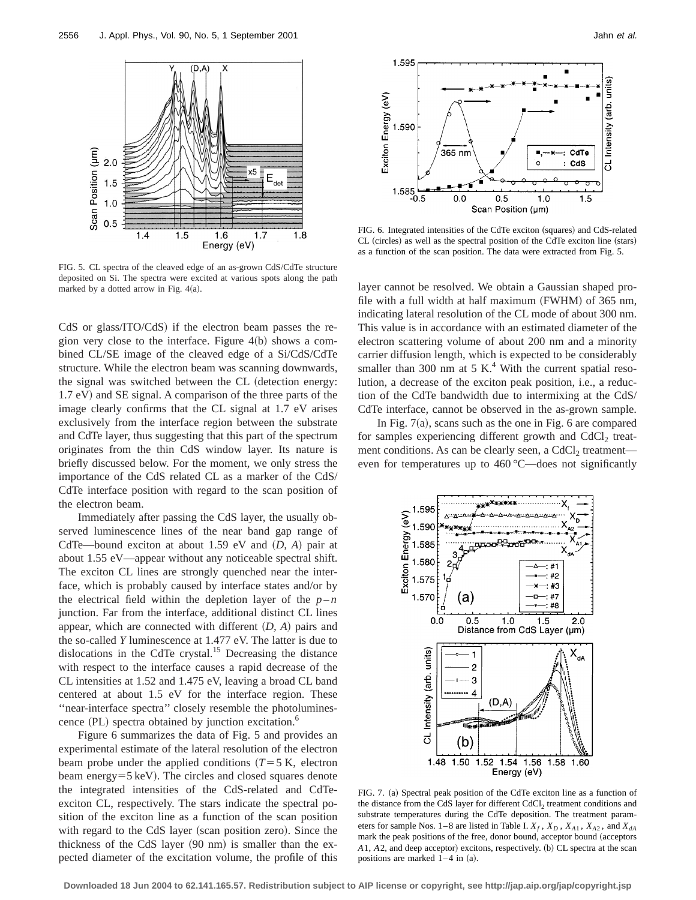FIG. 5. CL spectra of the cleaved edge of an as-grown CdS/CdTe structure deposited on Si. The spectra were excited at various spots along the path marked by a dotted arrow in Fig. 4(a).

FIG. 6. Integrated intensities of the CdTe exciton (squares) and CdS-related CL (circles) as well as the spectral position of the CdTe exciton line (stars) as a function of the scan position. The data were extracted from Fig. 5.

CdS or glass/ITO/CdS) if the electron beam passes the region very close to the interface. Figure 4(b) shows a combined CL/SE image of the cleaved edge of a Si/CdS/CdTe structure. While the electron beam was scanning downwards, the signal was switched between the CL (detection energy: 1.7 eV) and SE signal. A comparison of the three parts of the image clearly confirms that the CL signal at 1.7 eV arises exclusively from the interface region between the substrate and CdTe layer, thus suggesting that this part of the spectrum originates from the thin CdS window layer. Its nature is briefly discussed below. For the moment, we only stress the importance of the CdS related CL as a marker of the CdS/CdTe interface position with regard to the scan position of the electron beam.

Immediately after passing the CdS layer, the usually observed luminescence lines of the near band gap range of CdTe—bound exciton at about 1.59 eV and (*D, A*) pair at about 1.55 eV—appear without any noticeable spectral shift. The exciton CL lines are strongly quenched near the interface, which is probably caused by interface states and/or by the electrical field within the depletion layer of the $p$–$n$ junction. Far from the interface, additional distinct CL lines appear, which are connected with different (*D, A*) pairs and the so-called *Y* luminescence at 1.477 eV. The latter is due to dislocations in the CdTe crystal.[15] Decreasing the distance with respect to the interface causes a rapid decrease of the CL intensities at 1.52 and 1.475 eV, leaving a broad CL band centered at about 1.5 eV for the interface region. These ''near-interface spectra'' closely resemble the photoluminescence (PL) spectra obtained by junction excitation.[6]

Figure 6 summarizes the data of Fig. 5 and provides an experimental estimate of the lateral resolution of the electron beam probe under the applied conditions ($T=5$ K, electron beam energy=5 keV). The circles and closed squares denote the integrated intensities of the CdS-related and CdTe-exciton CL, respectively. The stars indicate the spectral position of the exciton line as a function of the scan position with regard to the CdS layer (scan position zero). Since the thickness of the CdS layer (90 nm) is smaller than the expected diameter of the excitation volume, the profile of this layer cannot be resolved. We obtain a Gaussian shaped profile with a full width at half maximum (FWHM) of 365 nm, indicating lateral resolution of the CL mode of about 300 nm. This value is in accordance with an estimated diameter of the electron scattering volume of about 200 nm and a minority carrier diffusion length, which is expected to be considerably smaller than 300 nm at 5 K.[4] With the current spatial resolution, a decrease of the exciton peak position, i.e., a reduction of the CdTe bandwidth due to intermixing at the CdS/CdTe interface, cannot be observed in the as-grown sample.

In Fig. 7(a), scans such as the one in Fig. 6 are compared for samples experiencing different growth and $CdCl_2$ treatment conditions. As can be clearly seen, a $CdCl_2$ treatment—even for temperatures up to 460 °C—does not significantly

FIG. 7. (a) Spectral peak position of the CdTe exciton line as a function of the distance from the CdS layer for different $CdCl_2$ treatment conditions and substrate temperatures during the CdTe deposition. The treatment parameters for sample Nos. 1–8 are listed in Table I. $X_f$, $X_D$, $X_{A1}$, $X_{A2}$, and $X_{dA}$ mark the peak positions of the free, donor bound, acceptor bound (acceptors *A*1, *A*2, and deep acceptor) excitons, respectively. (b) CL spectra at the scan positions are marked 1–4 in (a).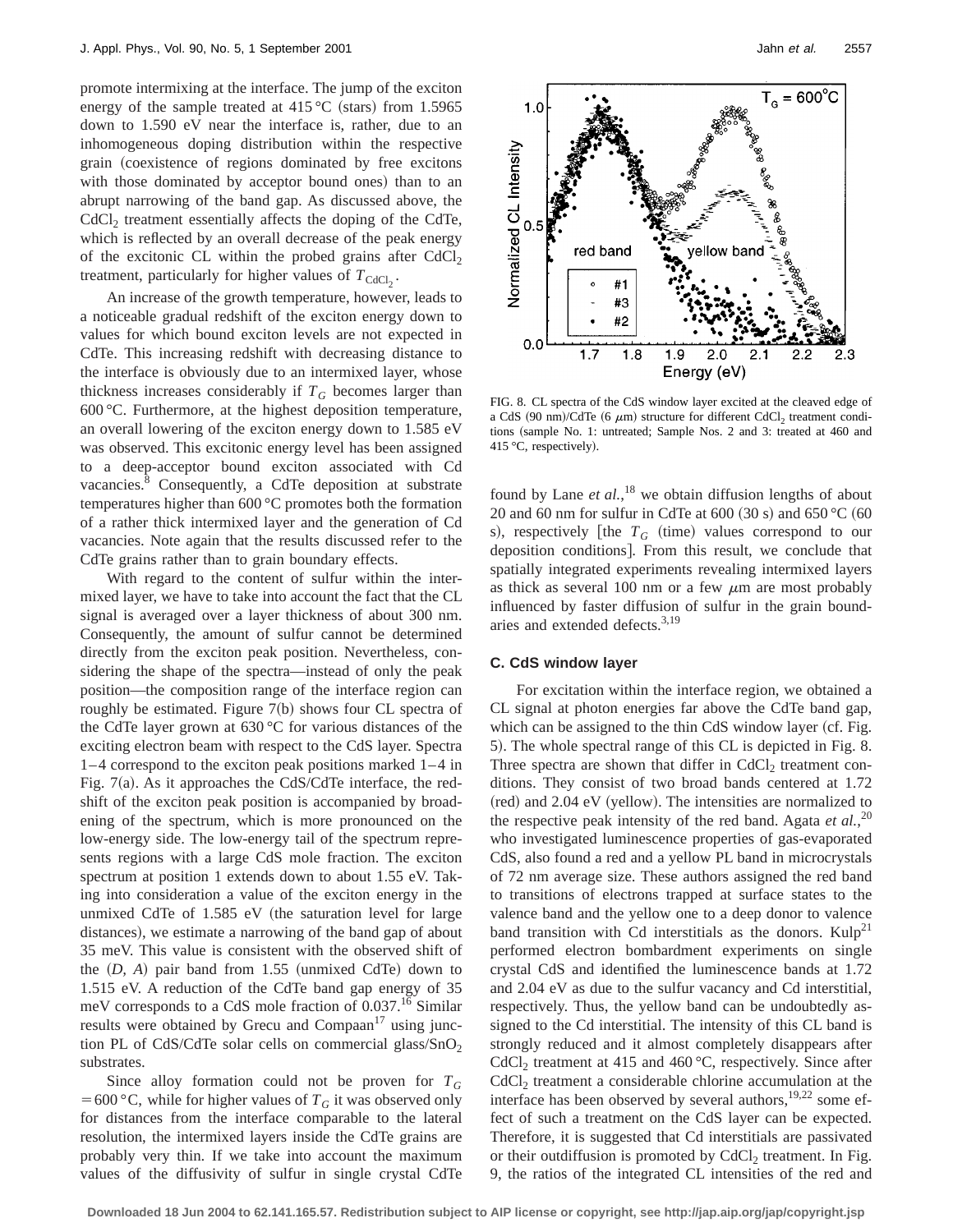promote intermixing at the interface. The jump of the exciton energy of the sample treated at 415 °C (stars) from 1.5965 down to 1.590 eV near the interface is, rather, due to an inhomogeneous doping distribution within the respective grain (coexistence of regions dominated by free excitons with those dominated by acceptor bound ones) than to an abrupt narrowing of the band gap. As discussed above, the $CdCl_2$ treatment essentially affects the doping of the CdTe, which is reflected by an overall decrease of the peak energy of the excitonic CL within the probed grains after $CdCl_2$ treatment, particularly for higher values of $T_{CdCl_2}$.

An increase of the growth temperature, however, leads to a noticeable gradual redshift of the exciton energy down to values for which bound exciton levels are not expected in CdTe. This increasing redshift with decreasing distance to the interface is obviously due to an intermixed layer, whose thickness increases considerably if $T_G$ becomes larger than 600 °C. Furthermore, at the highest deposition temperature, an overall lowering of the exciton energy down to 1.585 eV was observed. This excitonic energy level has been assigned to a deep-acceptor bound exciton associated with Cd vacancies.[8] Consequently, a CdTe deposition at substrate temperatures higher than 600 °C promotes both the formation of a rather thick intermixed layer and the generation of Cd vacancies. Note again that the results discussed refer to the CdTe grains rather than to grain boundary effects.

With regard to the content of sulfur within the intermixed layer, we have to take into account the fact that the CL signal is averaged over a layer thickness of about 300 nm. Consequently, the amount of sulfur cannot be determined directly from the exciton peak position. Nevertheless, considering the shape of the spectra—instead of only the peak position—the composition range of the interface region can roughly be estimated. Figure 7(b) shows four CL spectra of the CdTe layer grown at 630 °C for various distances of the exciting electron beam with respect to the CdS layer. Spectra 1–4 correspond to the exciton peak positions marked 1–4 in Fig. 7(a). As it approaches the CdS/CdTe interface, the redshift of the exciton peak position is accompanied by broadening of the spectrum, which is more pronounced on the low-energy side. The low-energy tail of the spectrum represents regions with a large CdS mole fraction. The exciton spectrum at position 1 extends down to about 1.55 eV. Taking into consideration a value of the exciton energy in the unmixed CdTe of 1.585 eV (the saturation level for large distances), we estimate a narrowing of the band gap of about 35 meV. This value is consistent with the observed shift of the $(D, A)$ pair band from 1.55 (unmixed CdTe) down to 1.515 eV. A reduction of the CdTe band gap energy of 35 meV corresponds to a CdS mole fraction of 0.037.[16] Similar results were obtained by Grecu and Compaan[17] using junction PL of CdS/CdTe solar cells on commercial glass/$SnO_2$ substrates.

Since alloy formation could not be proven for $T_G = 600$ °C, while for higher values of $T_G$ it was observed only for distances from the interface comparable to the lateral resolution, the intermixed layers inside the CdTe grains are probably very thin. If we take into account the maximum values of the diffusivity of sulfur in single crystal CdTe found by Lane *et al.*,[18] we obtain diffusion lengths of about 20 and 60 nm for sulfur in CdTe at 600 (30 s) and 650 °C (60 s), respectively [the $T_G$ (time) values correspond to our deposition conditions]. From this result, we conclude that spatially integrated experiments revealing intermixed layers as thick as several 100 nm or a few $\mu$m are most probably influenced by faster diffusion of sulfur in the grain boundaries and extended defects.[3,19]

FIG. 8. CL spectra of the CdS window layer excited at the cleaved edge of a CdS (90 nm)/CdTe (6 $\mu$m) structure for different $CdCl_2$ treatment conditions (sample No. 1: untreated; Sample Nos. 2 and 3: treated at 460 and 415 °C, respectively).

### C. CdS window layer

For excitation within the interface region, we obtained a CL signal at photon energies far above the CdTe band gap, which can be assigned to the thin CdS window layer (cf. Fig. 5). The whole spectral range of this CL is depicted in Fig. 8. Three spectra are shown that differ in $CdCl_2$ treatment conditions. They consist of two broad bands centered at 1.72 (red) and 2.04 eV (yellow). The intensities are normalized to the respective peak intensity of the red band. Agata *et al.*,[20] who investigated luminescence properties of gas-evaporated CdS, also found a red and a yellow PL band in microcrystals of 72 nm average size. These authors assigned the red band to transitions of electrons trapped at surface states to the valence band and the yellow one to a deep donor to valence band transition with Cd interstitials as the donors. Kulp[21] performed electron bombardment experiments on single crystal CdS and identified the luminescence bands at 1.72 and 2.04 eV as due to the sulfur vacancy and Cd interstitial, respectively. Thus, the yellow band can be undoubtedly assigned to the Cd interstitial. The intensity of this CL band is strongly reduced and it almost completely disappears after $CdCl_2$ treatment at 415 and 460 °C, respectively. Since after $CdCl_2$ treatment a considerable chlorine accumulation at the interface has been observed by several authors,[19,22] some effect of such a treatment on the CdS layer can be expected. Therefore, it is suggested that Cd interstitials are passivated or their outdiffusion is promoted by $CdCl_2$ treatment. In Fig. 9, the ratios of the integrated CL intensities of the red and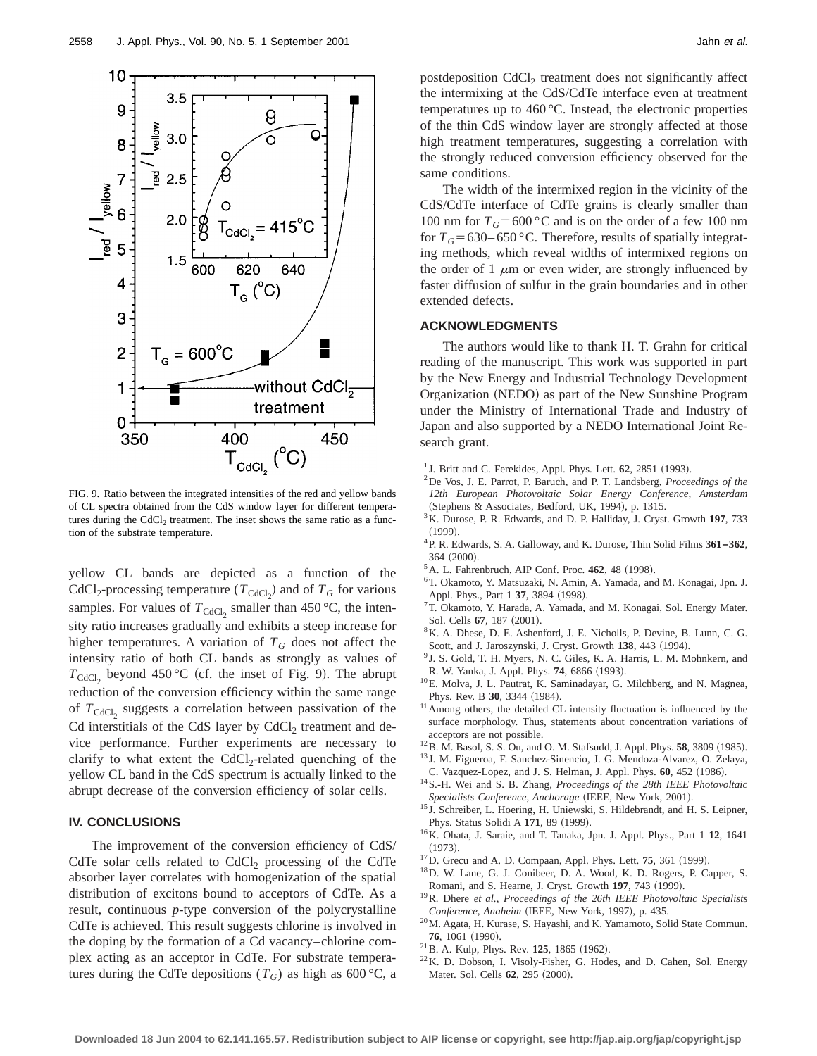10
9
8
7
6
5
4
3
2
1
0

$I_{red} / I_{yellow}$

3.5
3.0
2.5
2.0
1.5

$I_{red} / I_{yellow}$

$T_{CdCl_2} = 415°C$

600 620 640

$T_G$ (°C)

$T_G = 600°C$

without $CdCl_2$ treatment

350 400 450

$T_{CdCl_2}$ (°C)

FIG. 9. Ratio between the integrated intensities of the red and yellow bands of CL spectra obtained from the CdS window layer for different temperatures during the $CdCl_2$ treatment. The inset shows the same ratio as a function of the substrate temperature.

yellow CL bands are depicted as a function of the $CdCl_2$-processing temperature ($T_{CdCl_2}$) and of $T_G$ for various samples. For values of $T_{CdCl_2}$ smaller than 450 °C, the intensity ratio increases gradually and exhibits a steep increase for higher temperatures. A variation of $T_G$ does not affect the intensity ratio of both CL bands as strongly as values of $T_{CdCl_2}$ beyond 450 °C (cf. the inset of Fig. 9). The abrupt reduction of the conversion efficiency within the same range of $T_{CdCl_2}$ suggests a correlation between passivation of the Cd interstitials of the CdS layer by $CdCl_2$ treatment and device performance. Further experiments are necessary to clarify to what extent the $CdCl_2$-related quenching of the yellow CL band in the CdS spectrum is actually linked to the abrupt decrease of the conversion efficiency of solar cells.

## IV. CONCLUSIONS

The improvement of the conversion efficiency of CdS/CdTe solar cells related to $CdCl_2$ processing of the CdTe absorber layer correlates with homogenization of the spatial distribution of excitons bound to acceptors of CdTe. As a result, continuous *p*-type conversion of the polycrystalline CdTe is achieved. This result suggests chlorine is involved in the doping by the formation of a Cd vacancy–chlorine complex acting as an acceptor in CdTe. For substrate temperatures during the CdTe depositions ($T_G$) as high as 600 °C, a postdeposition $CdCl_2$ treatment does not significantly affect the intermixing at the CdS/CdTe interface even at treatment temperatures up to 460 °C. Instead, the electronic properties of the thin CdS window layer are strongly affected at those high treatment temperatures, suggesting a correlation with the strongly reduced conversion efficiency observed for the same conditions.

The width of the intermixed region in the vicinity of the CdS/CdTe interface of CdTe grains is clearly smaller than 100 nm for $T_G = 600$ °C and is on the order of a few 100 nm for $T_G = 630–650$ °C. Therefore, results of spatially integrating methods, which reveal widths of intermixed regions on the order of 1 $\mu$m or even wider, are strongly influenced by faster diffusion of sulfur in the grain boundaries and in other extended defects.

## ACKNOWLEDGMENTS

The authors would like to thank H. T. Grahn for critical reading of the manuscript. This work was supported in part by the New Energy and Industrial Technology Development Organization (NEDO) as part of the New Sunshine Program under the Ministry of International Trade and Industry of Japan and also supported by a NEDO International Joint Research grant.

[1] J. Britt and C. Ferekides, Appl. Phys. Lett. **62**, 2851 (1993).
[2] De Vos, J. E. Parrot, P. Baruch, and P. T. Landsberg, *Proceedings of the 12th European Photovoltaic Solar Energy Conference, Amsterdam* (Stephens & Associates, Bedford, UK, 1994), p. 1315.
[3] K. Durose, P. R. Edwards, and D. P. Halliday, J. Cryst. Growth **197**, 733 (1999).
[4] P. R. Edwards, S. A. Galloway, and K. Durose, Thin Solid Films **361–362**, 364 (2000).
[5] A. L. Fahrenbruch, AIP Conf. Proc. **462**, 48 (1998).
[6] T. Okamoto, Y. Matsuzaki, N. Amin, A. Yamada, and M. Konagai, Jpn. J. Appl. Phys., Part 1 **37**, 3894 (1998).
[7] T. Okamoto, Y. Harada, A. Yamada, and M. Konagai, Sol. Energy Mater. Sol. Cells **67**, 187 (2001).
[8] K. A. Dhese, D. E. Ashenford, J. E. Nicholls, P. Devine, B. Lunn, C. G. Scott, and J. Jaroszynski, J. Cryst. Growth **138**, 443 (1994).
[9] J. S. Gold, T. H. Myers, N. C. Giles, K. A. Harris, L. M. Mohnkern, and R. W. Yanka, J. Appl. Phys. **74**, 6866 (1993).
[10] E. Molva, J. L. Pautrat, K. Saminadayar, G. Milchberg, and N. Magnea, Phys. Rev. B **30**, 3344 (1984).
[11] Among others, the detailed CL intensity fluctuation is influenced by the surface morphology. Thus, statements about concentration variations of acceptors are not possible.
[12] B. M. Basol, S. S. Ou, and O. M. Stafsudd, J. Appl. Phys. **58**, 3809 (1985).
[13] J. M. Figueroa, F. Sanchez-Sinencio, J. G. Mendoza-Alvarez, O. Zelaya, C. Vazquez-Lopez, and J. S. Helman, J. Appl. Phys. **60**, 452 (1986).
[14] S.-H. Wei and S. B. Zhang, *Proceedings of the 28th IEEE Photovoltaic Specialists Conference, Anchorage* (IEEE, New York, 2001).
[15] J. Schreiber, L. Hoering, H. Uniewski, S. Hildebrandt, and H. S. Leipner, Phys. Status Solidi A **171**, 89 (1999).
[16] K. Ohata, J. Saraie, and T. Tanaka, Jpn. J. Appl. Phys., Part 1 **12**, 1641 (1973).
[17] D. Grecu and A. D. Compaan, Appl. Phys. Lett. **75**, 361 (1999).
[18] D. W. Lane, G. J. Conibeer, D. A. Wood, K. D. Rogers, P. Capper, S. Romani, and S. Hearne, J. Cryst. Growth **197**, 743 (1999).
[19] R. Dhere *et al.*, *Proceedings of the 26th IEEE Photovoltaic Specialists Conference, Anaheim* (IEEE, New York, 1997), p. 435.
[20] M. Agata, H. Kurase, S. Hayashi, and K. Yamamoto, Solid State Commun. **76**, 1061 (1990).
[21] B. A. Kulp, Phys. Rev. **125**, 1865 (1962).
[22] K. D. Dobson, I. Visoly-Fisher, G. Hodes, and D. Cahen, Sol. Energy Mater. Sol. Cells **62**, 295 (2000).